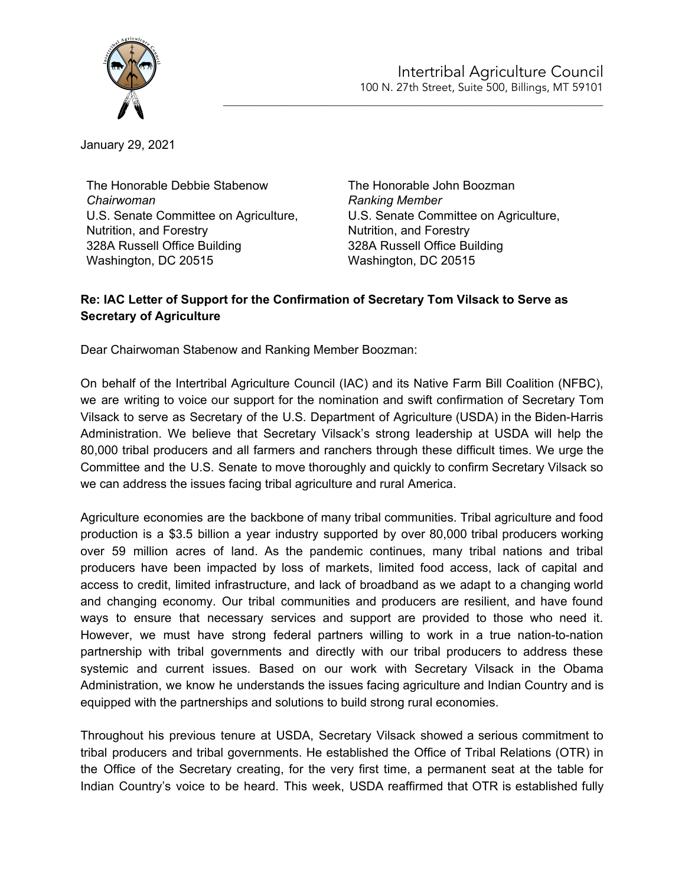Intertribal Agriculture Council
100 N. 27th Street, Suite 500, Billings, MT 59101

January 29, 2021

The Honorable Debbie Stabenow
*Chairwoman*
U.S. Senate Committee on Agriculture, Nutrition, and Forestry
328A Russell Office Building
Washington, DC 20515

The Honorable John Boozman
*Ranking Member*
U.S. Senate Committee on Agriculture, Nutrition, and Forestry
328A Russell Office Building
Washington, DC 20515

**Re: IAC Letter of Support for the Confirmation of Secretary Tom Vilsack to Serve as Secretary of Agriculture**

Dear Chairwoman Stabenow and Ranking Member Boozman:

On behalf of the Intertribal Agriculture Council (IAC) and its Native Farm Bill Coalition (NFBC), we are writing to voice our support for the nomination and swift confirmation of Secretary Tom Vilsack to serve as Secretary of the U.S. Department of Agriculture (USDA) in the Biden-Harris Administration. We believe that Secretary Vilsack's strong leadership at USDA will help the 80,000 tribal producers and all farmers and ranchers through these difficult times. We urge the Committee and the U.S. Senate to move thoroughly and quickly to confirm Secretary Vilsack so we can address the issues facing tribal agriculture and rural America.

Agriculture economies are the backbone of many tribal communities. Tribal agriculture and food production is a $3.5 billion a year industry supported by over 80,000 tribal producers working over 59 million acres of land. As the pandemic continues, many tribal nations and tribal producers have been impacted by loss of markets, limited food access, lack of capital and access to credit, limited infrastructure, and lack of broadband as we adapt to a changing world and changing economy. Our tribal communities and producers are resilient, and have found ways to ensure that necessary services and support are provided to those who need it. However, we must have strong federal partners willing to work in a true nation-to-nation partnership with tribal governments and directly with our tribal producers to address these systemic and current issues. Based on our work with Secretary Vilsack in the Obama Administration, we know he understands the issues facing agriculture and Indian Country and is equipped with the partnerships and solutions to build strong rural economies.

Throughout his previous tenure at USDA, Secretary Vilsack showed a serious commitment to tribal producers and tribal governments. He established the Office of Tribal Relations (OTR) in the Office of the Secretary creating, for the very first time, a permanent seat at the table for Indian Country's voice to be heard. This week, USDA reaffirmed that OTR is established fully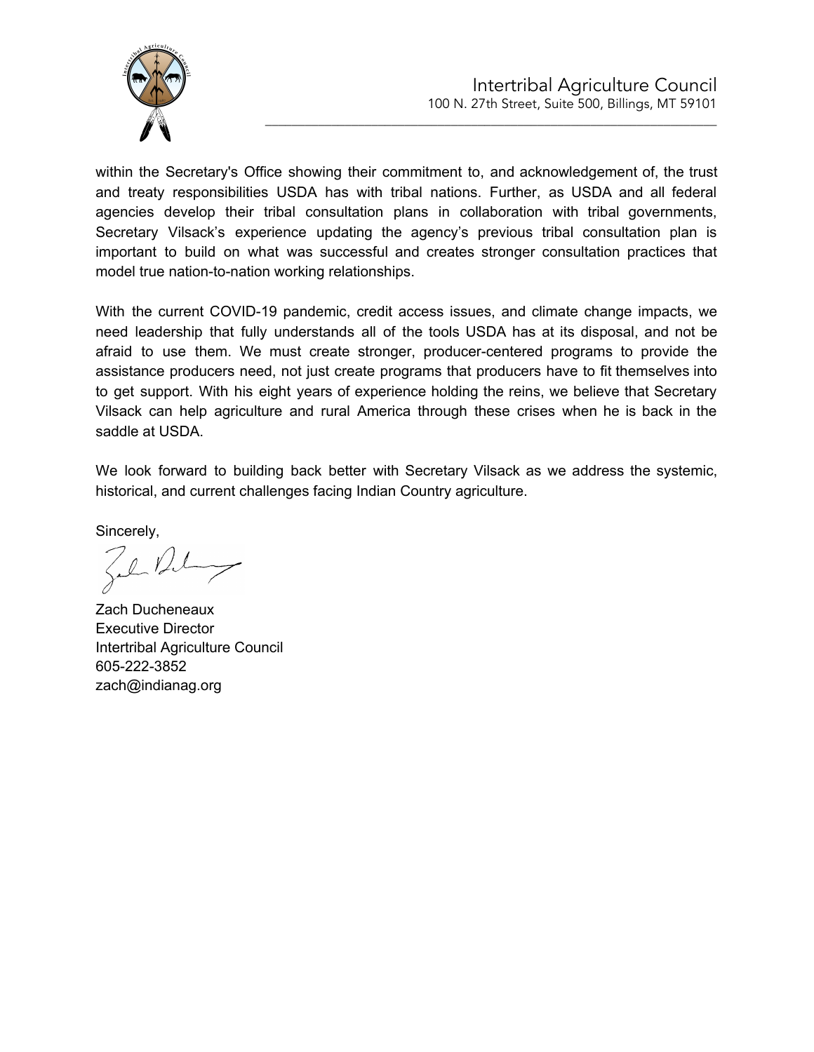within the Secretary's Office showing their commitment to, and acknowledgement of, the trust and treaty responsibilities USDA has with tribal nations. Further, as USDA and all federal agencies develop their tribal consultation plans in collaboration with tribal governments, Secretary Vilsack's experience updating the agency's previous tribal consultation plan is important to build on what was successful and creates stronger consultation practices that model true nation-to-nation working relationships.

With the current COVID-19 pandemic, credit access issues, and climate change impacts, we need leadership that fully understands all of the tools USDA has at its disposal, and not be afraid to use them. We must create stronger, producer-centered programs to provide the assistance producers need, not just create programs that producers have to fit themselves into to get support. With his eight years of experience holding the reins, we believe that Secretary Vilsack can help agriculture and rural America through these crises when he is back in the saddle at USDA.

We look forward to building back better with Secretary Vilsack as we address the systemic, historical, and current challenges facing Indian Country agriculture.

Sincerely,

Zach Ducheneaux
Executive Director
Intertribal Agriculture Council
605-222-3852
zach@indianag.org